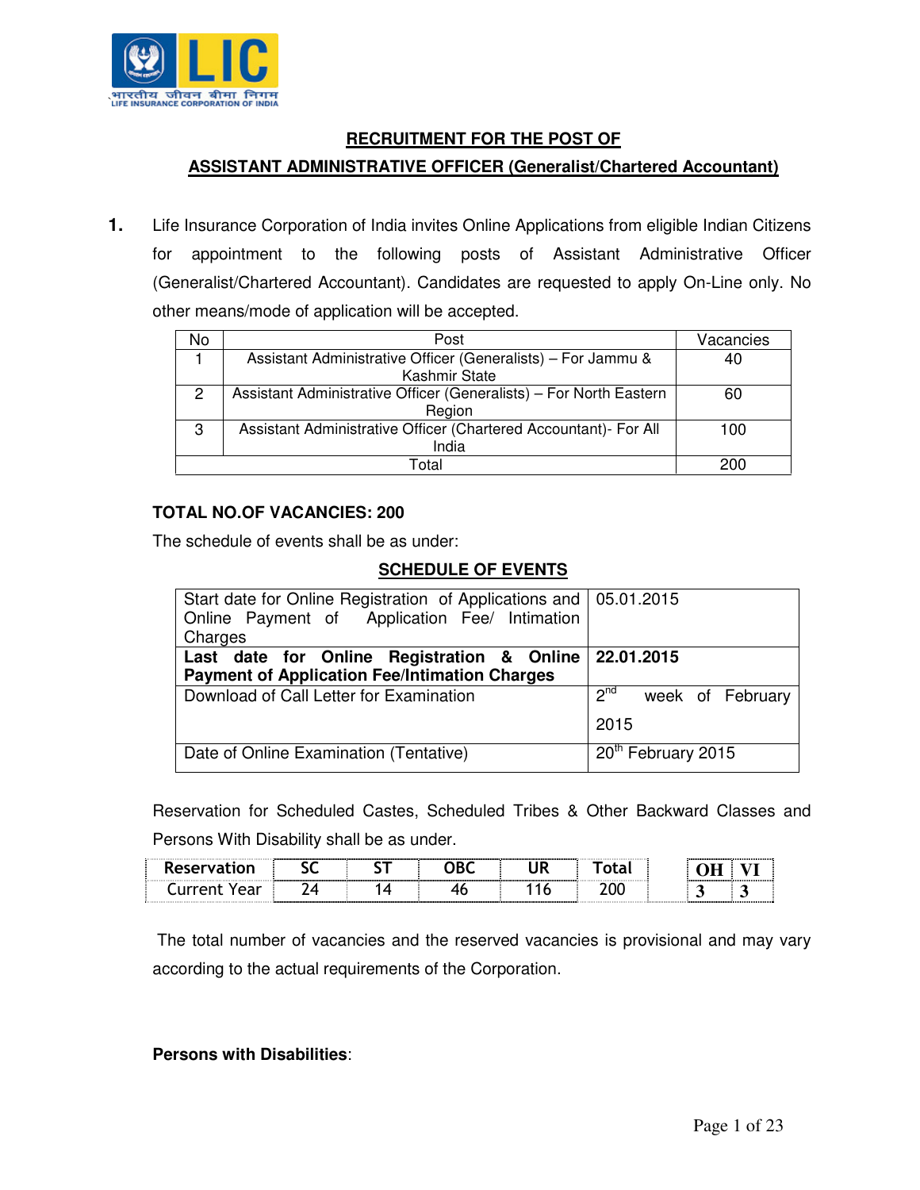## RECRUITMENT FOR THE POST OF

## ASSISTANT ADMINISTRATIVE OFFICER (Generalist/Chartered Accountant)

**1.** Life Insurance Corporation of India invites Online Applications from eligible Indian Citizens for appointment to the following posts of Assistant Administrative Officer (Generalist/Chartered Accountant). Candidates are requested to apply On-Line only. No other means/mode of application will be accepted.

| No | Post | Vacancies |
|---|---|---|
| 1 | Assistant Administrative Officer (Generalists) – For Jammu & Kashmir State | 40 |
| 2 | Assistant Administrative Officer (Generalists) – For North Eastern Region | 60 |
| 3 | Assistant Administrative Officer (Chartered Accountant)- For All India | 100 |
| Total | | 200 |

**TOTAL NO.OF VACANCIES: 200**

The schedule of events shall be as under:

**SCHEDULE OF EVENTS**

| | |
|---|---|
| Start date for Online Registration of Applications and Online Payment of Application Fee/ Intimation Charges | 05.01.2015 |
| **Last date for Online Registration & Online Payment of Application Fee/Intimation Charges** | **22.01.2015** |
| Download of Call Letter for Examination | 2nd week of February 2015 |
| Date of Online Examination (Tentative) | 20th February 2015 |

Reservation for Scheduled Castes, Scheduled Tribes & Other Backward Classes and Persons With Disability shall be as under.

| Reservation | SC | ST | OBC | UR | Total | OH | VI |
|---|---|---|---|---|---|---|---|
| Current Year | 24 | 14 | 46 | 116 | 200 | 3 | 3 |

The total number of vacancies and the reserved vacancies is provisional and may vary according to the actual requirements of the Corporation.

**Persons with Disabilities**: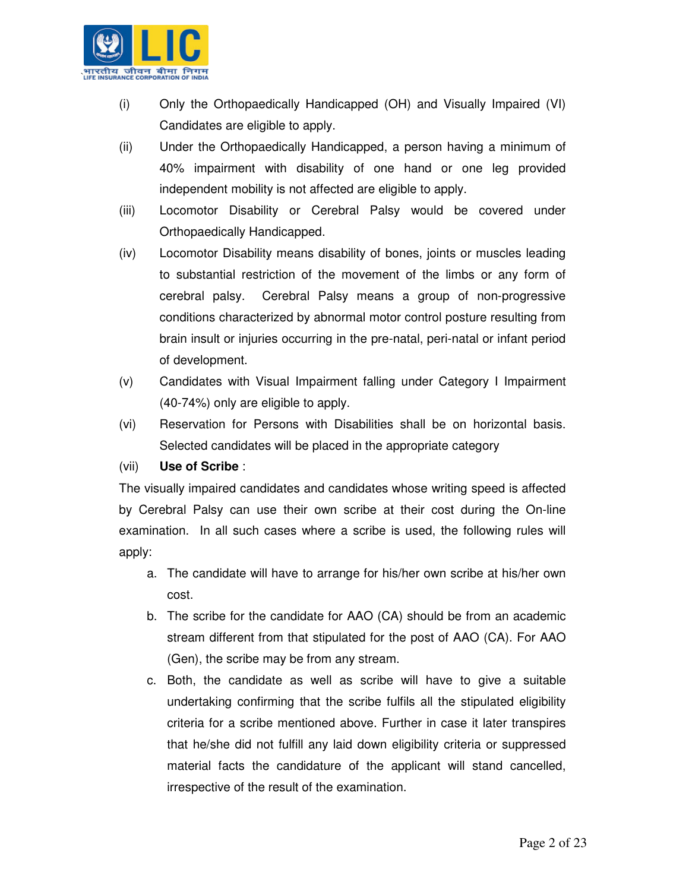(i) Only the Orthopaedically Handicapped (OH) and Visually Impaired (VI) Candidates are eligible to apply.

(ii) Under the Orthopaedically Handicapped, a person having a minimum of 40% impairment with disability of one hand or one leg provided independent mobility is not affected are eligible to apply.

(iii) Locomotor Disability or Cerebral Palsy would be covered under Orthopaedically Handicapped.

(iv) Locomotor Disability means disability of bones, joints or muscles leading to substantial restriction of the movement of the limbs or any form of cerebral palsy. Cerebral Palsy means a group of non-progressive conditions characterized by abnormal motor control posture resulting from brain insult or injuries occurring in the pre-natal, peri-natal or infant period of development.

(v) Candidates with Visual Impairment falling under Category I Impairment (40-74%) only are eligible to apply.

(vi) Reservation for Persons with Disabilities shall be on horizontal basis. Selected candidates will be placed in the appropriate category

(vii) **Use of Scribe** :

The visually impaired candidates and candidates whose writing speed is affected by Cerebral Palsy can use their own scribe at their cost during the On-line examination. In all such cases where a scribe is used, the following rules will apply:

a. The candidate will have to arrange for his/her own scribe at his/her own cost.
b. The scribe for the candidate for AAO (CA) should be from an academic stream different from that stipulated for the post of AAO (CA). For AAO (Gen), the scribe may be from any stream.
c. Both, the candidate as well as scribe will have to give a suitable undertaking confirming that the scribe fulfils all the stipulated eligibility criteria for a scribe mentioned above. Further in case it later transpires that he/she did not fulfill any laid down eligibility criteria or suppressed material facts the candidature of the applicant will stand cancelled, irrespective of the result of the examination.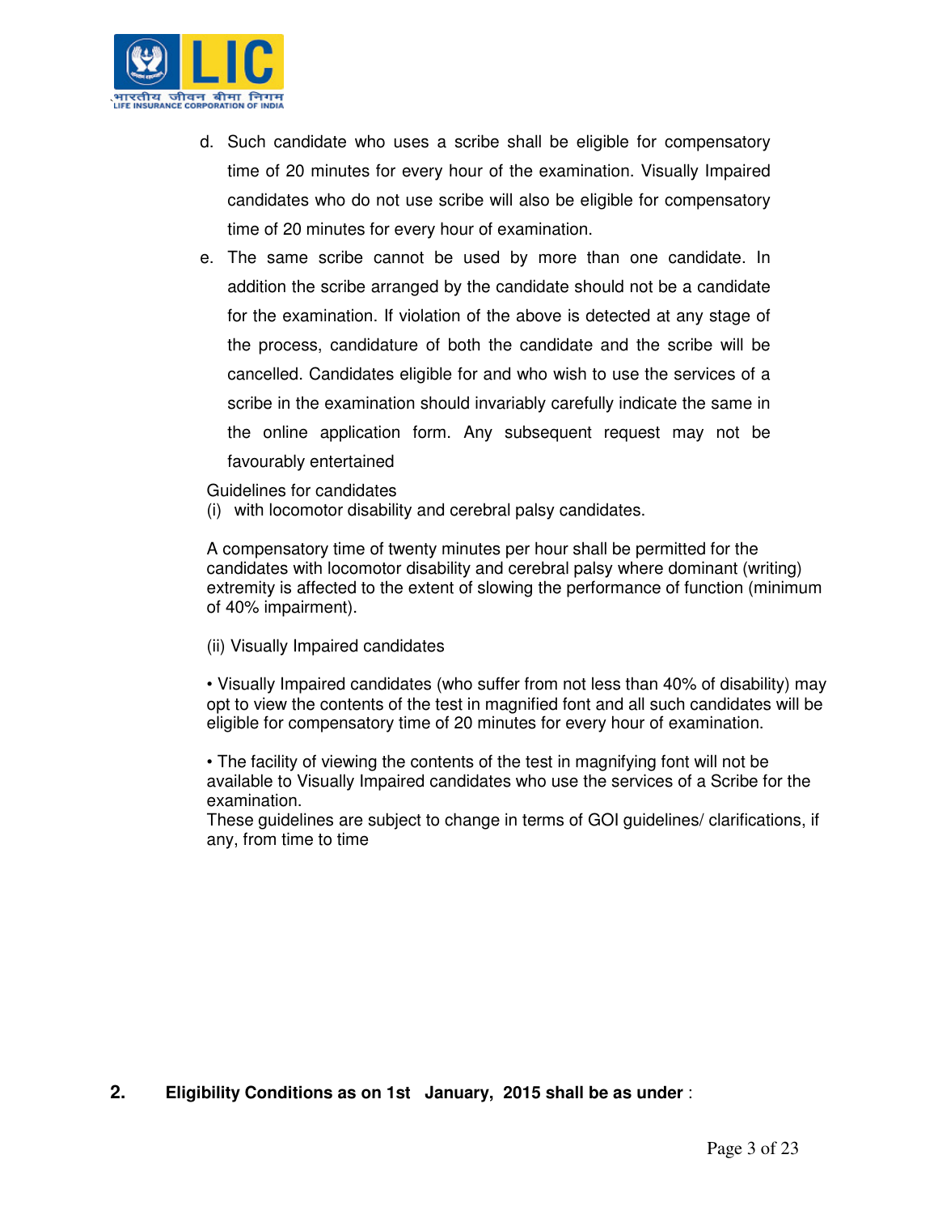d. Such candidate who uses a scribe shall be eligible for compensatory time of 20 minutes for every hour of the examination. Visually Impaired candidates who do not use scribe will also be eligible for compensatory time of 20 minutes for every hour of examination.

e. The same scribe cannot be used by more than one candidate. In addition the scribe arranged by the candidate should not be a candidate for the examination. If violation of the above is detected at any stage of the process, candidature of both the candidate and the scribe will be cancelled. Candidates eligible for and who wish to use the services of a scribe in the examination should invariably carefully indicate the same in the online application form. Any subsequent request may not be favourably entertained

Guidelines for candidates

(i) with locomotor disability and cerebral palsy candidates.

A compensatory time of twenty minutes per hour shall be permitted for the candidates with locomotor disability and cerebral palsy where dominant (writing) extremity is affected to the extent of slowing the performance of function (minimum of 40% impairment).

(ii) Visually Impaired candidates

• Visually Impaired candidates (who suffer from not less than 40% of disability) may opt to view the contents of the test in magnified font and all such candidates will be eligible for compensatory time of 20 minutes for every hour of examination.

• The facility of viewing the contents of the test in magnifying font will not be available to Visually Impaired candidates who use the services of a Scribe for the examination.

These guidelines are subject to change in terms of GOI guidelines/ clarifications, if any, from time to time

**2. Eligibility Conditions as on 1st January, 2015 shall be as under** :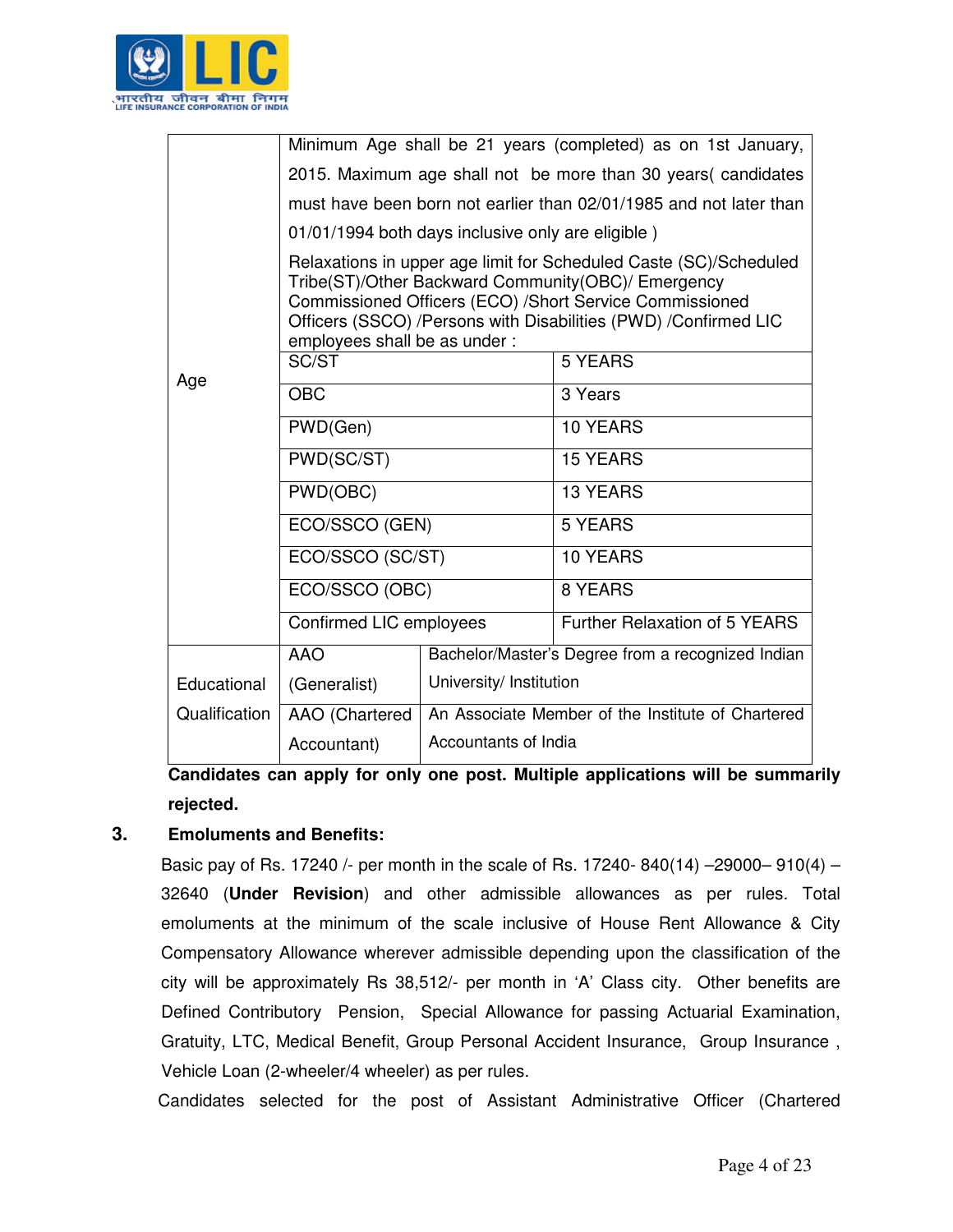| | | |
|---|---|---|
| Age | Minimum Age shall be 21 years (completed) as on 1st January, 2015. Maximum age shall not be more than 30 years( candidates must have been born not earlier than 02/01/1985 and not later than 01/01/1994 both days inclusive only are eligible ) Relaxations in upper age limit for Scheduled Caste (SC)/Scheduled Tribe(ST)/Other Backward Community(OBC)/ Emergency Commissioned Officers (ECO) /Short Service Commissioned Officers (SSCO) /Persons with Disabilities (PWD) /Confirmed LIC employees shall be as under : | |
| | SC/ST | 5 YEARS |
| | OBC | 3 Years |
| | PWD(Gen) | 10 YEARS |
| | PWD(SC/ST) | 15 YEARS |
| | PWD(OBC) | 13 YEARS |
| | ECO/SSCO (GEN) | 5 YEARS |
| | ECO/SSCO (SC/ST) | 10 YEARS |
| | ECO/SSCO (OBC) | 8 YEARS |
| | Confirmed LIC employees | Further Relaxation of 5 YEARS |
| Educational Qualification | AAO (Generalist) | Bachelor/Master's Degree from a recognized Indian University/ Institution |
| | AAO (Chartered Accountant) | An Associate Member of the Institute of Chartered Accountants of India |

**Candidates can apply for only one post. Multiple applications will be summarily rejected.**

**3. Emoluments and Benefits:**

Basic pay of Rs. 17240 /- per month in the scale of Rs. 17240- 840(14) –29000– 910(4) – 32640 (**Under Revision**) and other admissible allowances as per rules. Total emoluments at the minimum of the scale inclusive of House Rent Allowance & City Compensatory Allowance wherever admissible depending upon the classification of the city will be approximately Rs 38,512/- per month in 'A' Class city. Other benefits are Defined Contributory Pension, Special Allowance for passing Actuarial Examination, Gratuity, LTC, Medical Benefit, Group Personal Accident Insurance, Group Insurance , Vehicle Loan (2-wheeler/4 wheeler) as per rules.

Candidates selected for the post of Assistant Administrative Officer (Chartered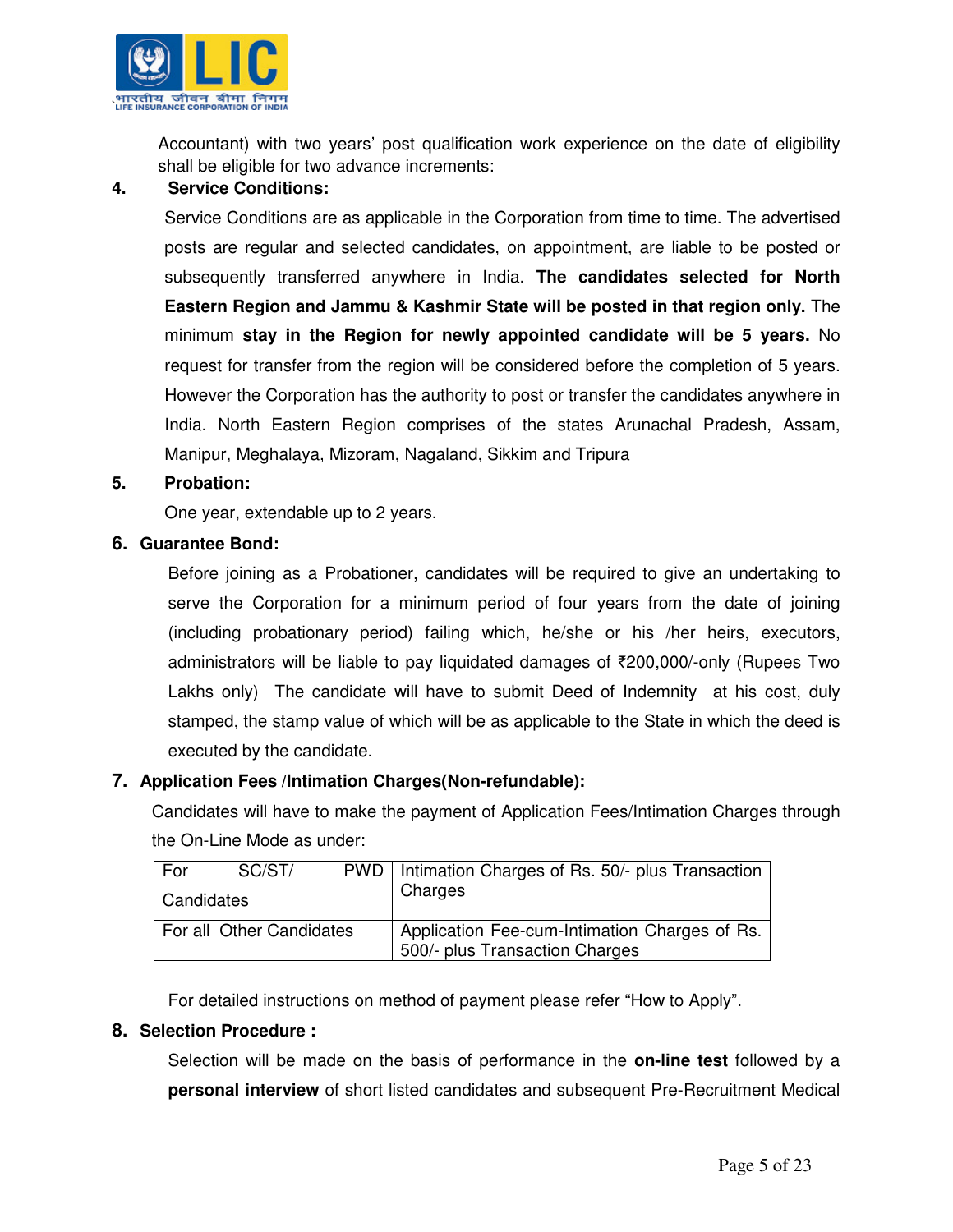Accountant) with two years' post qualification work experience on the date of eligibility shall be eligible for two advance increments:

**4. Service Conditions:**

Service Conditions are as applicable in the Corporation from time to time. The advertised posts are regular and selected candidates, on appointment, are liable to be posted or subsequently transferred anywhere in India. **The candidates selected for North Eastern Region and Jammu & Kashmir State will be posted in that region only.** The minimum **stay in the Region for newly appointed candidate will be 5 years.** No request for transfer from the region will be considered before the completion of 5 years. However the Corporation has the authority to post or transfer the candidates anywhere in India. North Eastern Region comprises of the states Arunachal Pradesh, Assam, Manipur, Meghalaya, Mizoram, Nagaland, Sikkim and Tripura

**5. Probation:**

One year, extendable up to 2 years.

**6. Guarantee Bond:**

Before joining as a Probationer, candidates will be required to give an undertaking to serve the Corporation for a minimum period of four years from the date of joining (including probationary period) failing which, he/she or his /her heirs, executors, administrators will be liable to pay liquidated damages of ₹200,000/-only (Rupees Two Lakhs only) The candidate will have to submit Deed of Indemnity at his cost, duly stamped, the stamp value of which will be as applicable to the State in which the deed is executed by the candidate.

**7. Application Fees /Intimation Charges(Non-refundable):**

Candidates will have to make the payment of Application Fees/Intimation Charges through the On-Line Mode as under:

| For SC/ST/ PWD Candidates | Intimation Charges of Rs. 50/- plus Transaction Charges |
|---|---|
| For all Other Candidates | Application Fee-cum-Intimation Charges of Rs. 500/- plus Transaction Charges |

For detailed instructions on method of payment please refer "How to Apply".

**8. Selection Procedure :**

Selection will be made on the basis of performance in the **on-line test** followed by a **personal interview** of short listed candidates and subsequent Pre-Recruitment Medical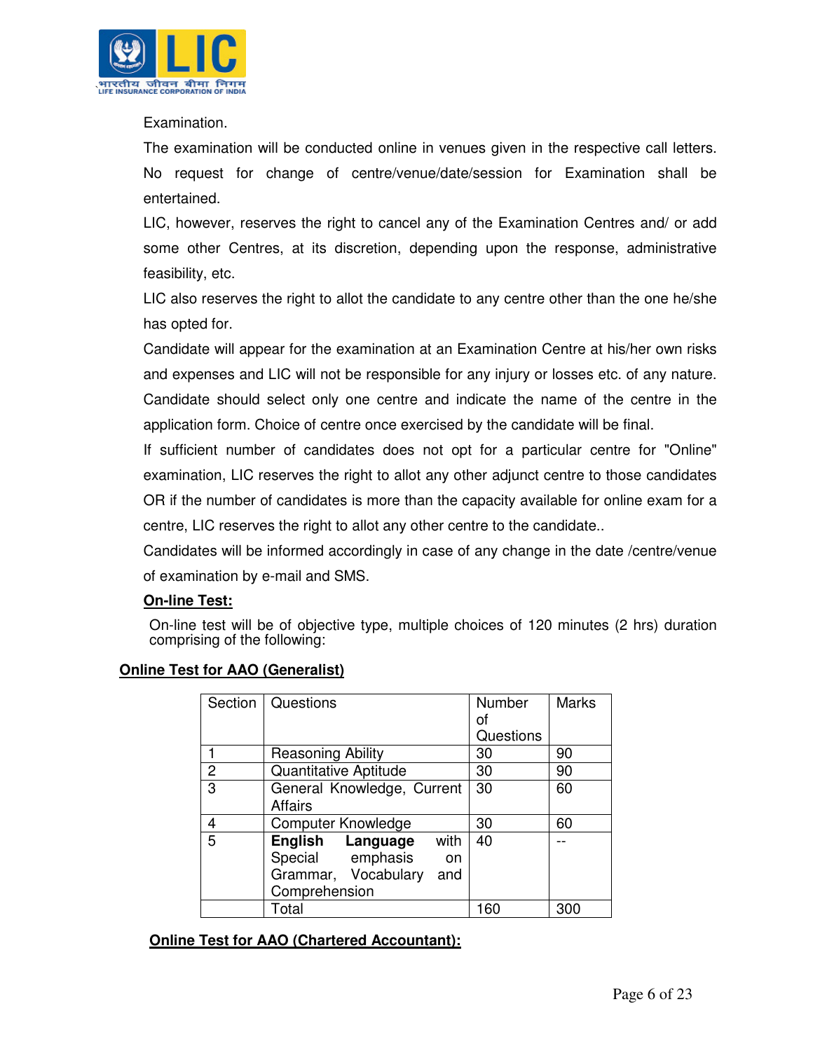Examination.

The examination will be conducted online in venues given in the respective call letters. No request for change of centre/venue/date/session for Examination shall be entertained.

LIC, however, reserves the right to cancel any of the Examination Centres and/ or add some other Centres, at its discretion, depending upon the response, administrative feasibility, etc.

LIC also reserves the right to allot the candidate to any centre other than the one he/she has opted for.

Candidate will appear for the examination at an Examination Centre at his/her own risks and expenses and LIC will not be responsible for any injury or losses etc. of any nature.

Candidate should select only one centre and indicate the name of the centre in the application form. Choice of centre once exercised by the candidate will be final.

If sufficient number of candidates does not opt for a particular centre for "Online" examination, LIC reserves the right to allot any other adjunct centre to those candidates OR if the number of candidates is more than the capacity available for online exam for a centre, LIC reserves the right to allot any other centre to the candidate..

Candidates will be informed accordingly in case of any change in the date /centre/venue of examination by e-mail and SMS.

**On-line Test:**

On-line test will be of objective type, multiple choices of 120 minutes (2 hrs) duration comprising of the following:

**Online Test for AAO (Generalist)**

| Section | Questions | Number of Questions | Marks |
|---|---|---|---|
| 1 | Reasoning Ability | 30 | 90 |
| 2 | Quantitative Aptitude | 30 | 90 |
| 3 | General Knowledge, Current Affairs | 30 | 60 |
| 4 | Computer Knowledge | 30 | 60 |
| 5 | **English Language** with Special emphasis on Grammar, Vocabulary and Comprehension | 40 | -- |
| | Total | 160 | 300 |

**Online Test for AAO (Chartered Accountant):**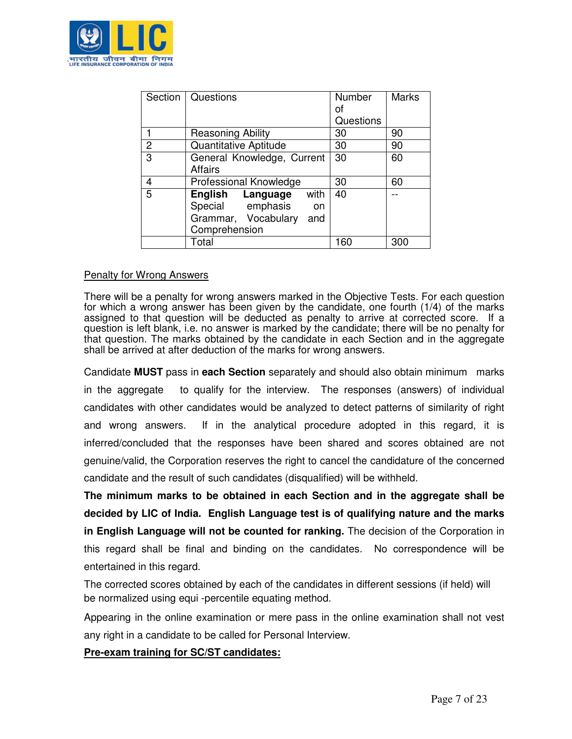| Section | Questions | Number of Questions | Marks |
|---|---|---|---|
| 1 | Reasoning Ability | 30 | 90 |
| 2 | Quantitative Aptitude | 30 | 90 |
| 3 | General Knowledge, Current Affairs | 30 | 60 |
| 4 | Professional Knowledge | 30 | 60 |
| 5 | **English Language** with Special emphasis on Grammar, Vocabulary and Comprehension | 40 | -- |
| | Total | 160 | 300 |

<u>Penalty for Wrong Answers</u>

There will be a penalty for wrong answers marked in the Objective Tests. For each question for which a wrong answer has been given by the candidate, one fourth (1/4) of the marks assigned to that question will be deducted as penalty to arrive at corrected score. If a question is left blank, i.e. no answer is marked by the candidate; there will be no penalty for that question. The marks obtained by the candidate in each Section and in the aggregate shall be arrived at after deduction of the marks for wrong answers.

Candidate **MUST** pass in **each Section** separately and should also obtain minimum marks in the aggregate to qualify for the interview. The responses (answers) of individual candidates with other candidates would be analyzed to detect patterns of similarity of right and wrong answers. If in the analytical procedure adopted in this regard, it is inferred/concluded that the responses have been shared and scores obtained are not genuine/valid, the Corporation reserves the right to cancel the candidature of the concerned candidate and the result of such candidates (disqualified) will be withheld.

**The minimum marks to be obtained in each Section and in the aggregate shall be decided by LIC of India. English Language test is of qualifying nature and the marks in English Language will not be counted for ranking.** The decision of the Corporation in this regard shall be final and binding on the candidates. No correspondence will be entertained in this regard.

The corrected scores obtained by each of the candidates in different sessions (if held) will be normalized using equi -percentile equating method.

Appearing in the online examination or mere pass in the online examination shall not vest any right in a candidate to be called for Personal Interview.

**<u>Pre-exam training for SC/ST candidates:</u>**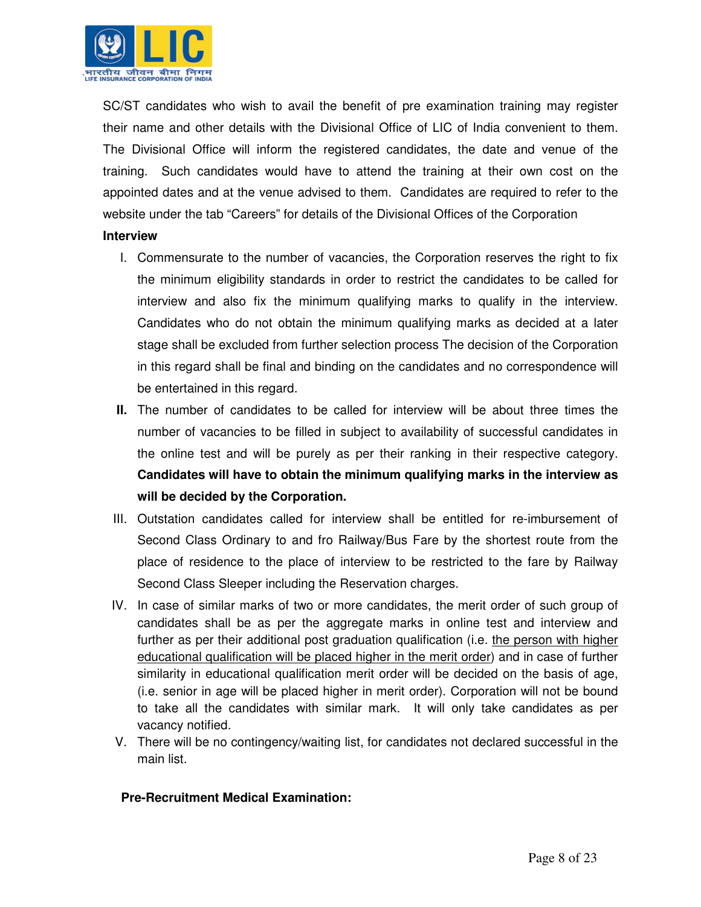SC/ST candidates who wish to avail the benefit of pre examination training may register their name and other details with the Divisional Office of LIC of India convenient to them. The Divisional Office will inform the registered candidates, the date and venue of the training. Such candidates would have to attend the training at their own cost on the appointed dates and at the venue advised to them. Candidates are required to refer to the website under the tab "Careers" for details of the Divisional Offices of the Corporation

**Interview**

I. Commensurate to the number of vacancies, the Corporation reserves the right to fix the minimum eligibility standards in order to restrict the candidates to be called for interview and also fix the minimum qualifying marks to qualify in the interview. Candidates who do not obtain the minimum qualifying marks as decided at a later stage shall be excluded from further selection process The decision of the Corporation in this regard shall be final and binding on the candidates and no correspondence will be entertained in this regard.

**II.** The number of candidates to be called for interview will be about three times the number of vacancies to be filled in subject to availability of successful candidates in the online test and will be purely as per their ranking in their respective category. **Candidates will have to obtain the minimum qualifying marks in the interview as will be decided by the Corporation.**

III. Outstation candidates called for interview shall be entitled for re-imbursement of Second Class Ordinary to and fro Railway/Bus Fare by the shortest route from the place of residence to the place of interview to be restricted to the fare by Railway Second Class Sleeper including the Reservation charges.

IV. In case of similar marks of two or more candidates, the merit order of such group of candidates shall be as per the aggregate marks in online test and interview and further as per their additional post graduation qualification (i.e. <u>the person with higher educational qualification will be placed higher in the merit order</u>) and in case of further similarity in educational qualification merit order will be decided on the basis of age, (i.e. senior in age will be placed higher in merit order). Corporation will not be bound to take all the candidates with similar mark. It will only take candidates as per vacancy notified.

V. There will be no contingency/waiting list, for candidates not declared successful in the main list.

**Pre-Recruitment Medical Examination:**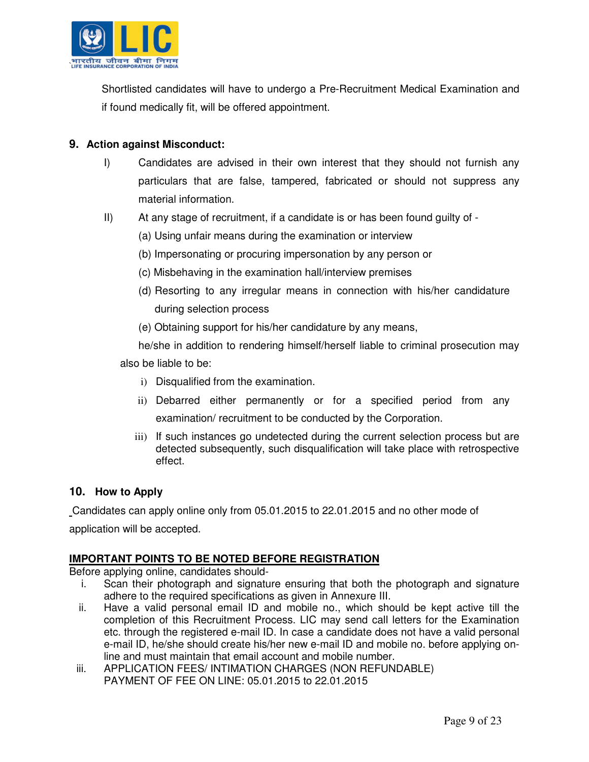Shortlisted candidates will have to undergo a Pre-Recruitment Medical Examination and if found medically fit, will be offered appointment.

## 9. Action against Misconduct:

I) Candidates are advised in their own interest that they should not furnish any particulars that are false, tampered, fabricated or should not suppress any material information.

II) At any stage of recruitment, if a candidate is or has been found guilty of -

(a) Using unfair means during the examination or interview

(b) Impersonating or procuring impersonation by any person or

(c) Misbehaving in the examination hall/interview premises

(d) Resorting to any irregular means in connection with his/her candidature during selection process

(e) Obtaining support for his/her candidature by any means,

he/she in addition to rendering himself/herself liable to criminal prosecution may also be liable to be:

i) Disqualified from the examination.

ii) Debarred either permanently or for a specified period from any examination/ recruitment to be conducted by the Corporation.

iii) If such instances go undetected during the current selection process but are detected subsequently, such disqualification will take place with retrospective effect.

## 10. How to Apply

Candidates can apply online only from 05.01.2015 to 22.01.2015 and no other mode of application will be accepted.

**IMPORTANT POINTS TO BE NOTED BEFORE REGISTRATION**

Before applying online, candidates should-

i. Scan their photograph and signature ensuring that both the photograph and signature adhere to the required specifications as given in Annexure III.

ii. Have a valid personal email ID and mobile no., which should be kept active till the completion of this Recruitment Process. LIC may send call letters for the Examination etc. through the registered e-mail ID. In case a candidate does not have a valid personal e-mail ID, he/she should create his/her new e-mail ID and mobile no. before applying on-line and must maintain that email account and mobile number.

iii. APPLICATION FEES/ INTIMATION CHARGES (NON REFUNDABLE)
PAYMENT OF FEE ON LINE: 05.01.2015 to 22.01.2015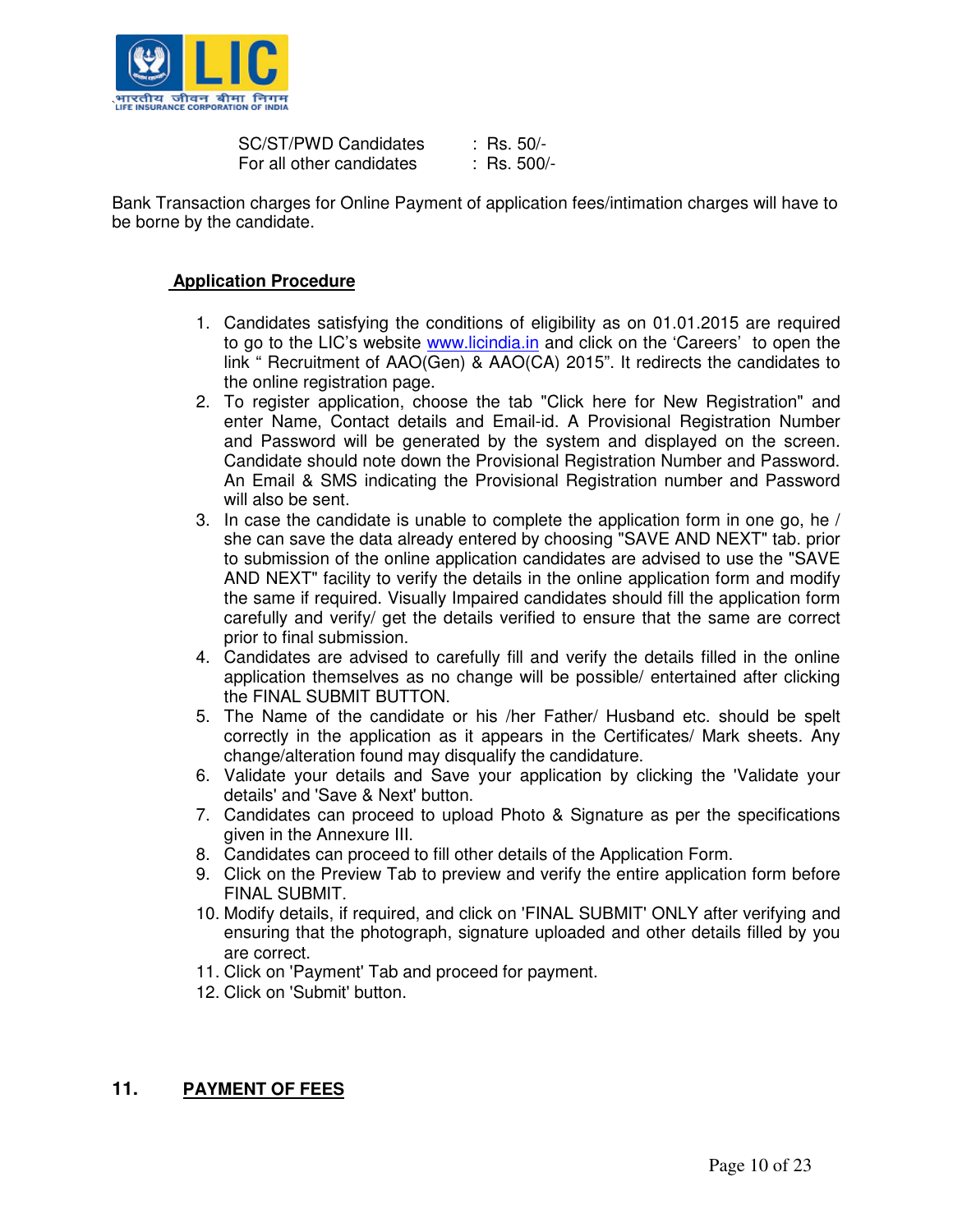| | |
|---|---|
| SC/ST/PWD Candidates | : Rs. 50/- |
| For all other candidates | : Rs. 500/- |

Bank Transaction charges for Online Payment of application fees/intimation charges will have to be borne by the candidate.

**Application Procedure**

1. Candidates satisfying the conditions of eligibility as on 01.01.2015 are required to go to the LIC's website www.licindia.in and click on the 'Careers' to open the link " Recruitment of AAO(Gen) & AAO(CA) 2015". It redirects the candidates to the online registration page.
2. To register application, choose the tab "Click here for New Registration" and enter Name, Contact details and Email-id. A Provisional Registration Number and Password will be generated by the system and displayed on the screen. Candidate should note down the Provisional Registration Number and Password. An Email & SMS indicating the Provisional Registration number and Password will also be sent.
3. In case the candidate is unable to complete the application form in one go, he / she can save the data already entered by choosing "SAVE AND NEXT" tab. prior to submission of the online application candidates are advised to use the "SAVE AND NEXT" facility to verify the details in the online application form and modify the same if required. Visually Impaired candidates should fill the application form carefully and verify/ get the details verified to ensure that the same are correct prior to final submission.
4. Candidates are advised to carefully fill and verify the details filled in the online application themselves as no change will be possible/ entertained after clicking the FINAL SUBMIT BUTTON.
5. The Name of the candidate or his /her Father/ Husband etc. should be spelt correctly in the application as it appears in the Certificates/ Mark sheets. Any change/alteration found may disqualify the candidature.
6. Validate your details and Save your application by clicking the 'Validate your details' and 'Save & Next' button.
7. Candidates can proceed to upload Photo & Signature as per the specifications given in the Annexure III.
8. Candidates can proceed to fill other details of the Application Form.
9. Click on the Preview Tab to preview and verify the entire application form before FINAL SUBMIT.
10. Modify details, if required, and click on 'FINAL SUBMIT' ONLY after verifying and ensuring that the photograph, signature uploaded and other details filled by you are correct.
11. Click on 'Payment' Tab and proceed for payment.
12. Click on 'Submit' button.

## 11. PAYMENT OF FEES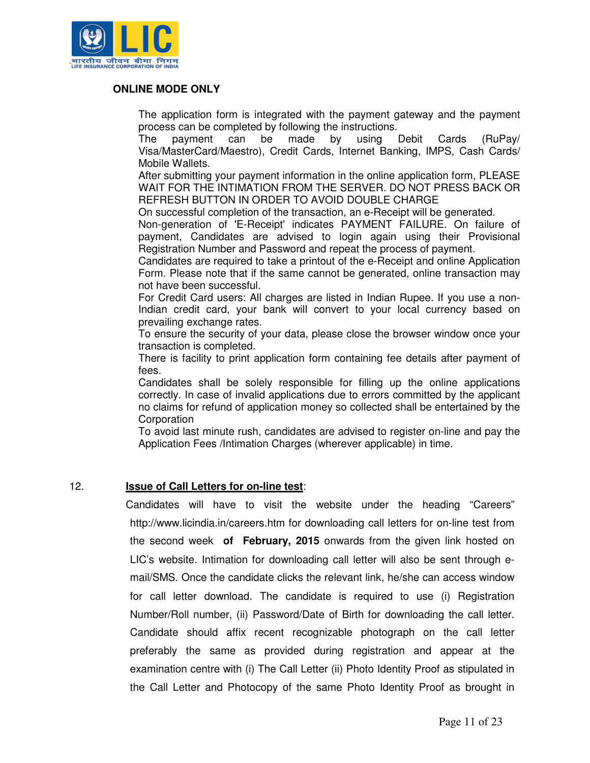**ONLINE MODE ONLY**

The application form is integrated with the payment gateway and the payment process can be completed by following the instructions.

The payment can be made by using Debit Cards (RuPay/ Visa/MasterCard/Maestro), Credit Cards, Internet Banking, IMPS, Cash Cards/ Mobile Wallets.

After submitting your payment information in the online application form, PLEASE WAIT FOR THE INTIMATION FROM THE SERVER. DO NOT PRESS BACK OR REFRESH BUTTON IN ORDER TO AVOID DOUBLE CHARGE

On successful completion of the transaction, an e-Receipt will be generated.

Non-generation of 'E-Receipt' indicates PAYMENT FAILURE. On failure of payment, Candidates are advised to login again using their Provisional Registration Number and Password and repeat the process of payment.

Candidates are required to take a printout of the e-Receipt and online Application Form. Please note that if the same cannot be generated, online transaction may not have been successful.

For Credit Card users: All charges are listed in Indian Rupee. If you use a non-Indian credit card, your bank will convert to your local currency based on prevailing exchange rates.

To ensure the security of your data, please close the browser window once your transaction is completed.

There is facility to print application form containing fee details after payment of fees.

Candidates shall be solely responsible for filling up the online applications correctly. In case of invalid applications due to errors committed by the applicant no claims for refund of application money so collected shall be entertained by the Corporation

To avoid last minute rush, candidates are advised to register on-line and pay the Application Fees /Intimation Charges (wherever applicable) in time.

12. **Issue of Call Letters for on-line test**:

Candidates will have to visit the website under the heading "Careers" http://www.licindia.in/careers.htm for downloading call letters for on-line test from the second week **of February, 2015** onwards from the given link hosted on LIC's website. Intimation for downloading call letter will also be sent through e-mail/SMS. Once the candidate clicks the relevant link, he/she can access window for call letter download. The candidate is required to use (i) Registration Number/Roll number, (ii) Password/Date of Birth for downloading the call letter. Candidate should affix recent recognizable photograph on the call letter preferably the same as provided during registration and appear at the examination centre with (i) The Call Letter (ii) Photo Identity Proof as stipulated in the Call Letter and Photocopy of the same Photo Identity Proof as brought in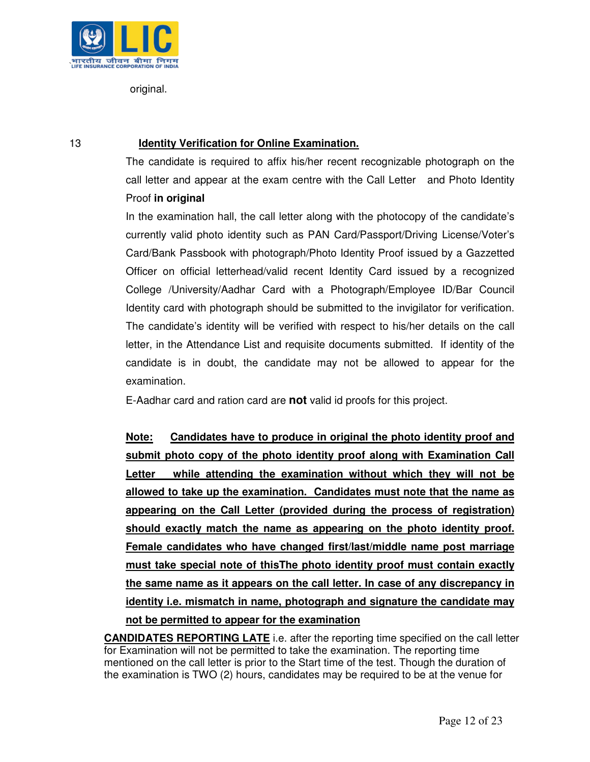original.

## 13 Identity Verification for Online Examination.

The candidate is required to affix his/her recent recognizable photograph on the call letter and appear at the exam centre with the Call Letter and Photo Identity Proof **in original**

In the examination hall, the call letter along with the photocopy of the candidate's currently valid photo identity such as PAN Card/Passport/Driving License/Voter's Card/Bank Passbook with photograph/Photo Identity Proof issued by a Gazzetted Officer on official letterhead/valid recent Identity Card issued by a recognized College /University/Aadhar Card with a Photograph/Employee ID/Bar Council Identity card with photograph should be submitted to the invigilator for verification. The candidate's identity will be verified with respect to his/her details on the call letter, in the Attendance List and requisite documents submitted. If identity of the candidate is in doubt, the candidate may not be allowed to appear for the examination.

E-Aadhar card and ration card are **not** valid id proofs for this project.

**Note: Candidates have to produce in original the photo identity proof and submit photo copy of the photo identity proof along with Examination Call Letter while attending the examination without which they will not be allowed to take up the examination. Candidates must note that the name as appearing on the Call Letter (provided during the process of registration) should exactly match the name as appearing on the photo identity proof. Female candidates who have changed first/last/middle name post marriage must take special note of thisThe photo identity proof must contain exactly the same name as it appears on the call letter. In case of any discrepancy in identity i.e. mismatch in name, photograph and signature the candidate may not be permitted to appear for the examination**

**CANDIDATES REPORTING LATE** i.e. after the reporting time specified on the call letter for Examination will not be permitted to take the examination. The reporting time mentioned on the call letter is prior to the Start time of the test. Though the duration of the examination is TWO (2) hours, candidates may be required to be at the venue for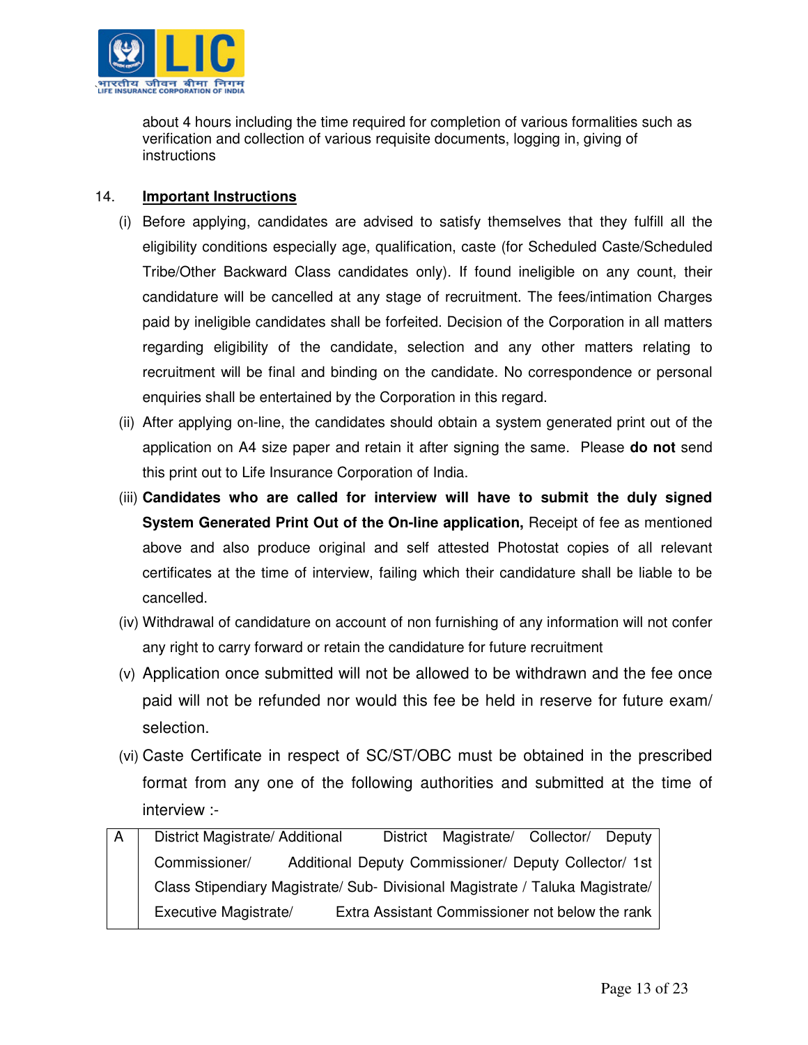about 4 hours including the time required for completion of various formalities such as verification and collection of various requisite documents, logging in, giving of instructions

14. **Important Instructions**

(i) Before applying, candidates are advised to satisfy themselves that they fulfill all the eligibility conditions especially age, qualification, caste (for Scheduled Caste/Scheduled Tribe/Other Backward Class candidates only). If found ineligible on any count, their candidature will be cancelled at any stage of recruitment. The fees/intimation Charges paid by ineligible candidates shall be forfeited. Decision of the Corporation in all matters regarding eligibility of the candidate, selection and any other matters relating to recruitment will be final and binding on the candidate. No correspondence or personal enquiries shall be entertained by the Corporation in this regard.

(ii) After applying on-line, the candidates should obtain a system generated print out of the application on A4 size paper and retain it after signing the same. Please **do not** send this print out to Life Insurance Corporation of India.

(iii) **Candidates who are called for interview will have to submit the duly signed System Generated Print Out of the On-line application,** Receipt of fee as mentioned above and also produce original and self attested Photostat copies of all relevant certificates at the time of interview, failing which their candidature shall be liable to be cancelled.

(iv) Withdrawal of candidature on account of non furnishing of any information will not confer any right to carry forward or retain the candidature for future recruitment

(v) Application once submitted will not be allowed to be withdrawn and the fee once paid will not be refunded nor would this fee be held in reserve for future exam/ selection.

(vi) Caste Certificate in respect of SC/ST/OBC must be obtained in the prescribed format from any one of the following authorities and submitted at the time of interview :-

| | |
|---|---|
| A | District Magistrate/ Additional District Magistrate/ Collector/ Deputy Commissioner/ Additional Deputy Commissioner/ Deputy Collector/ 1st Class Stipendiary Magistrate/ Sub- Divisional Magistrate / Taluka Magistrate/ Executive Magistrate/ Extra Assistant Commissioner not below the rank |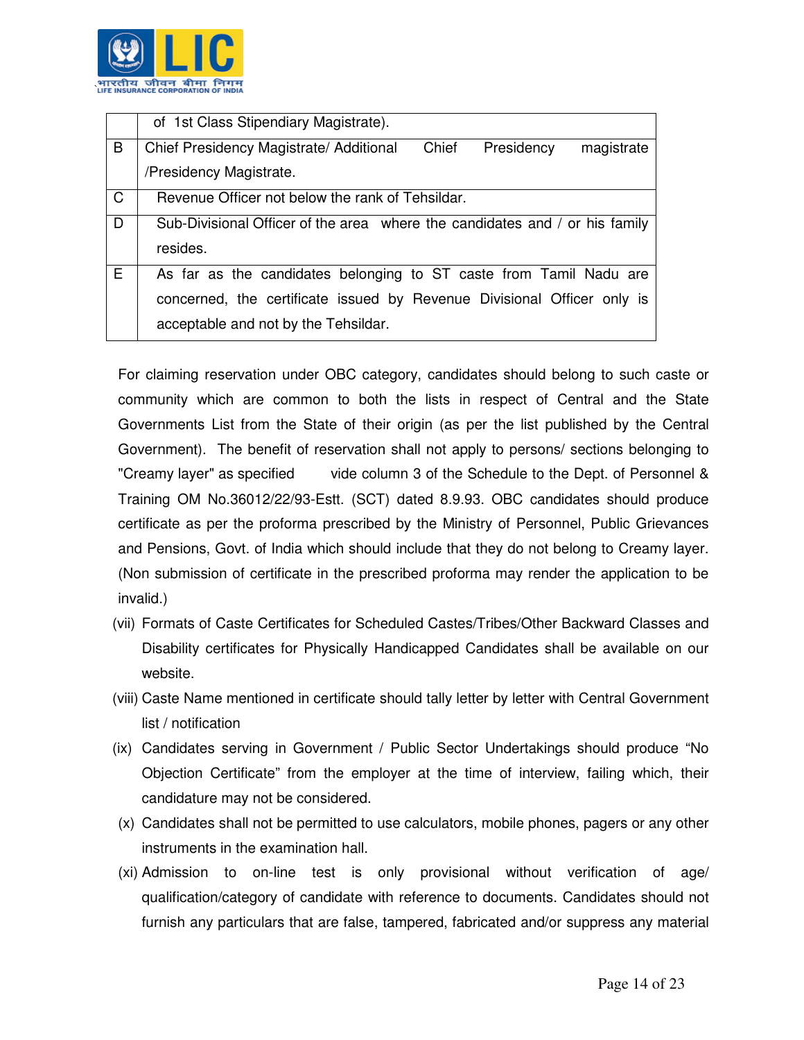|  |  |
|---|---|
|  | of 1st Class Stipendiary Magistrate). |
| B | Chief Presidency Magistrate/ Additional Chief Presidency magistrate /Presidency Magistrate. |
| C | Revenue Officer not below the rank of Tehsildar. |
| D | Sub-Divisional Officer of the area where the candidates and / or his family resides. |
| E | As far as the candidates belonging to ST caste from Tamil Nadu are concerned, the certificate issued by Revenue Divisional Officer only is acceptable and not by the Tehsildar. |

For claiming reservation under OBC category, candidates should belong to such caste or community which are common to both the lists in respect of Central and the State Governments List from the State of their origin (as per the list published by the Central Government). The benefit of reservation shall not apply to persons/ sections belonging to "Creamy layer" as specified vide column 3 of the Schedule to the Dept. of Personnel & Training OM No.36012/22/93-Estt. (SCT) dated 8.9.93. OBC candidates should produce certificate as per the proforma prescribed by the Ministry of Personnel, Public Grievances and Pensions, Govt. of India which should include that they do not belong to Creamy layer. (Non submission of certificate in the prescribed proforma may render the application to be invalid.)

(vii) Formats of Caste Certificates for Scheduled Castes/Tribes/Other Backward Classes and Disability certificates for Physically Handicapped Candidates shall be available on our website.

(viii) Caste Name mentioned in certificate should tally letter by letter with Central Government list / notification

(ix) Candidates serving in Government / Public Sector Undertakings should produce “No Objection Certificate” from the employer at the time of interview, failing which, their candidature may not be considered.

(x) Candidates shall not be permitted to use calculators, mobile phones, pagers or any other instruments in the examination hall.

(xi) Admission to on-line test is only provisional without verification of age/ qualification/category of candidate with reference to documents. Candidates should not furnish any particulars that are false, tampered, fabricated and/or suppress any material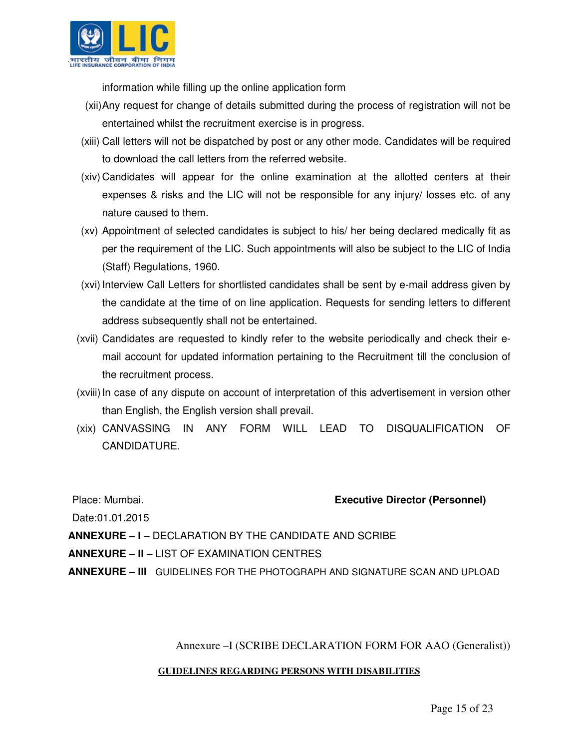information while filling up the online application form

(xii) Any request for change of details submitted during the process of registration will not be entertained whilst the recruitment exercise is in progress.

(xiii) Call letters will not be dispatched by post or any other mode. Candidates will be required to download the call letters from the referred website.

(xiv) Candidates will appear for the online examination at the allotted centers at their expenses & risks and the LIC will not be responsible for any injury/ losses etc. of any nature caused to them.

(xv) Appointment of selected candidates is subject to his/ her being declared medically fit as per the requirement of the LIC. Such appointments will also be subject to the LIC of India (Staff) Regulations, 1960.

(xvi) Interview Call Letters for shortlisted candidates shall be sent by e-mail address given by the candidate at the time of on line application. Requests for sending letters to different address subsequently shall not be entertained.

(xvii) Candidates are requested to kindly refer to the website periodically and check their e-mail account for updated information pertaining to the Recruitment till the conclusion of the recruitment process.

(xviii) In case of any dispute on account of interpretation of this advertisement in version other than English, the English version shall prevail.

(xix) CANVASSING IN ANY FORM WILL LEAD TO DISQUALIFICATION OF CANDIDATURE.

Place: Mumbai. **Executive Director (Personnel)**

Date:01.01.2015

**ANNEXURE – I** – DECLARATION BY THE CANDIDATE AND SCRIBE

**ANNEXURE – II** – LIST OF EXAMINATION CENTRES

**ANNEXURE – III** GUIDELINES FOR THE PHOTOGRAPH AND SIGNATURE SCAN AND UPLOAD

Annexure –I (SCRIBE DECLARATION FORM FOR AAO (Generalist))

**GUIDELINES REGARDING PERSONS WITH DISABILITIES**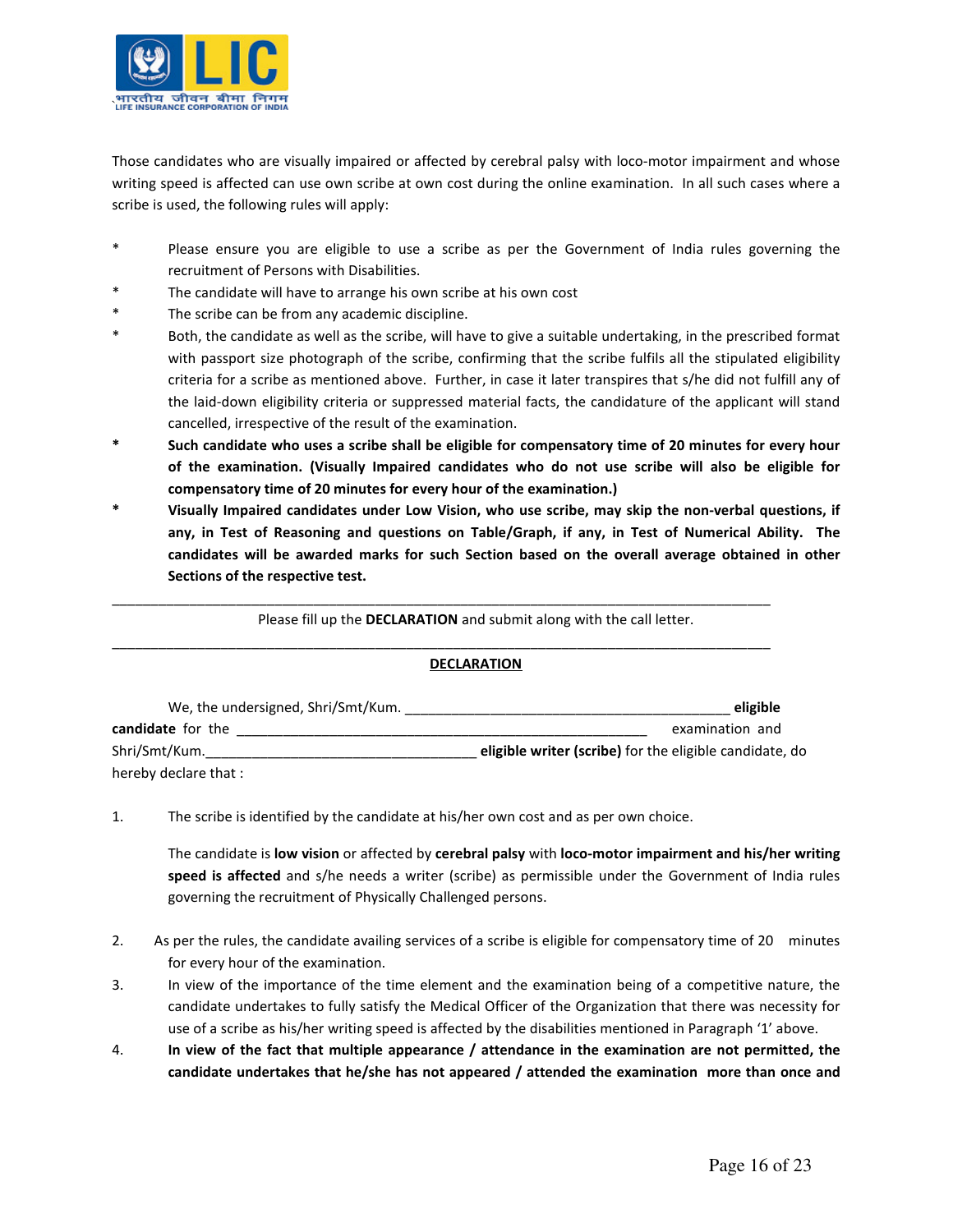Those candidates who are visually impaired or affected by cerebral palsy with loco-motor impairment and whose writing speed is affected can use own scribe at own cost during the online examination. In all such cases where a scribe is used, the following rules will apply:

* Please ensure you are eligible to use a scribe as per the Government of India rules governing the recruitment of Persons with Disabilities.
* The candidate will have to arrange his own scribe at his own cost
* The scribe can be from any academic discipline.
* Both, the candidate as well as the scribe, will have to give a suitable undertaking, in the prescribed format with passport size photograph of the scribe, confirming that the scribe fulfils all the stipulated eligibility criteria for a scribe as mentioned above. Further, in case it later transpires that s/he did not fulfill any of the laid-down eligibility criteria or suppressed material facts, the candidature of the applicant will stand cancelled, irrespective of the result of the examination.
* **Such candidate who uses a scribe shall be eligible for compensatory time of 20 minutes for every hour of the examination. (Visually Impaired candidates who do not use scribe will also be eligible for compensatory time of 20 minutes for every hour of the examination.)**
* **Visually Impaired candidates under Low Vision, who use scribe, may skip the non-verbal questions, if any, in Test of Reasoning and questions on Table/Graph, if any, in Test of Numerical Ability. The candidates will be awarded marks for such Section based on the overall average obtained in other Sections of the respective test.**

---

Please fill up the **DECLARATION** and submit along with the call letter.

---

**DECLARATION**

We, the undersigned, Shri/Smt/Kum. ________________________________________ **eligible candidate** for the ____________________________________________________ examination and Shri/Smt/Kum.___________________________________ **eligible writer (scribe)** for the eligible candidate, do hereby declare that :

1. The scribe is identified by the candidate at his/her own cost and as per own choice.

   The candidate is **low vision** or affected by **cerebral palsy** with **loco-motor impairment and his/her writing speed is affected** and s/he needs a writer (scribe) as permissible under the Government of India rules governing the recruitment of Physically Challenged persons.

2. As per the rules, the candidate availing services of a scribe is eligible for compensatory time of 20 minutes for every hour of the examination.
3. In view of the importance of the time element and the examination being of a competitive nature, the candidate undertakes to fully satisfy the Medical Officer of the Organization that there was necessity for use of a scribe as his/her writing speed is affected by the disabilities mentioned in Paragraph '1' above.
4. **In view of the fact that multiple appearance / attendance in the examination are not permitted, the candidate undertakes that he/she has not appeared / attended the examination more than once and**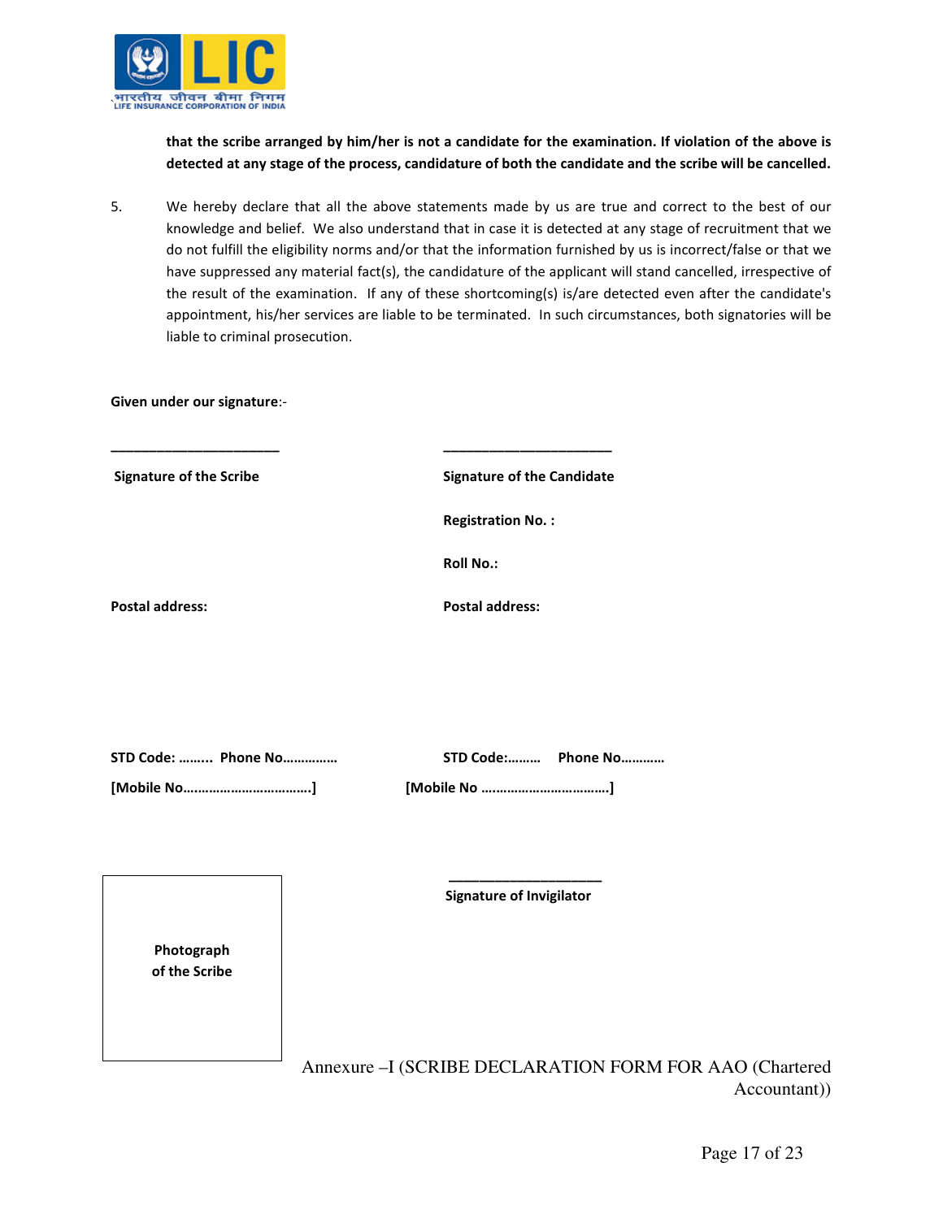**that the scribe arranged by him/her is not a candidate for the examination. If violation of the above is detected at any stage of the process, candidature of both the candidate and the scribe will be cancelled.**

5. We hereby declare that all the above statements made by us are true and correct to the best of our knowledge and belief. We also understand that in case it is detected at any stage of recruitment that we do not fulfill the eligibility norms and/or that the information furnished by us is incorrect/false or that we have suppressed any material fact(s), the candidature of the applicant will stand cancelled, irrespective of the result of the examination. If any of these shortcoming(s) is/are detected even after the candidate's appointment, his/her services are liable to be terminated. In such circumstances, both signatories will be liable to criminal prosecution.

**Given under our signature**:-

______________________ ______________________

**Signature of the Scribe** **Signature of the Candidate**

**Registration No. :**

**Roll No.:**

**Postal address:** **Postal address:**

**STD Code: …….. Phone No……………** **STD Code:……… Phone No…………**

**[Mobile No…………………………….]** **[Mobile No …………………………….]**

**Photograph of the Scribe**

____________________

**Signature of Invigilator**

Annexure –I (SCRIBE DECLARATION FORM FOR AAO (Chartered Accountant))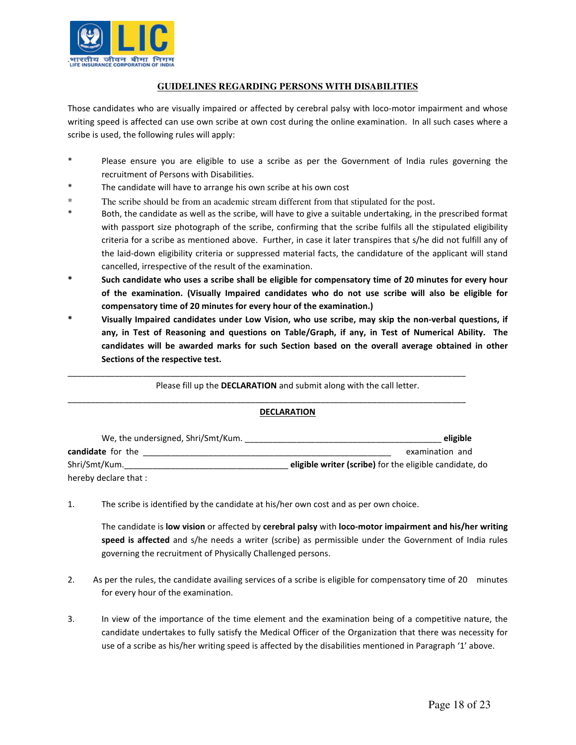## GUIDELINES REGARDING PERSONS WITH DISABILITIES

Those candidates who are visually impaired or affected by cerebral palsy with loco-motor impairment and whose writing speed is affected can use own scribe at own cost during the online examination. In all such cases where a scribe is used, the following rules will apply:

* Please ensure you are eligible to use a scribe as per the Government of India rules governing the recruitment of Persons with Disabilities.
* The candidate will have to arrange his own scribe at his own cost
* The scribe should be from an academic stream different from that stipulated for the post.
* Both, the candidate as well as the scribe, will have to give a suitable undertaking, in the prescribed format with passport size photograph of the scribe, confirming that the scribe fulfils all the stipulated eligibility criteria for a scribe as mentioned above. Further, in case it later transpires that s/he did not fulfill any of the laid-down eligibility criteria or suppressed material facts, the candidature of the applicant will stand cancelled, irrespective of the result of the examination.
* **Such candidate who uses a scribe shall be eligible for compensatory time of 20 minutes for every hour of the examination. (Visually Impaired candidates who do not use scribe will also be eligible for compensatory time of 20 minutes for every hour of the examination.)**
* **Visually Impaired candidates under Low Vision, who use scribe, may skip the non-verbal questions, if any, in Test of Reasoning and questions on Table/Graph, if any, in Test of Numerical Ability. The candidates will be awarded marks for such Section based on the overall average obtained in other Sections of the respective test.**

---

Please fill up the **DECLARATION** and submit along with the call letter.

---

**DECLARATION**

We, the undersigned, Shri/Smt/Kum. ________________________________________ **eligible candidate** for the ____________________________________________________ examination and Shri/Smt/Kum.__________________________________ **eligible writer (scribe)** for the eligible candidate, do hereby declare that :

1. The scribe is identified by the candidate at his/her own cost and as per own choice.

   The candidate is **low vision** or affected by **cerebral palsy** with **loco-motor impairment and his/her writing speed is affected** and s/he needs a writer (scribe) as permissible under the Government of India rules governing the recruitment of Physically Challenged persons.

2. As per the rules, the candidate availing services of a scribe is eligible for compensatory time of 20 minutes for every hour of the examination.

3. In view of the importance of the time element and the examination being of a competitive nature, the candidate undertakes to fully satisfy the Medical Officer of the Organization that there was necessity for use of a scribe as his/her writing speed is affected by the disabilities mentioned in Paragraph '1' above.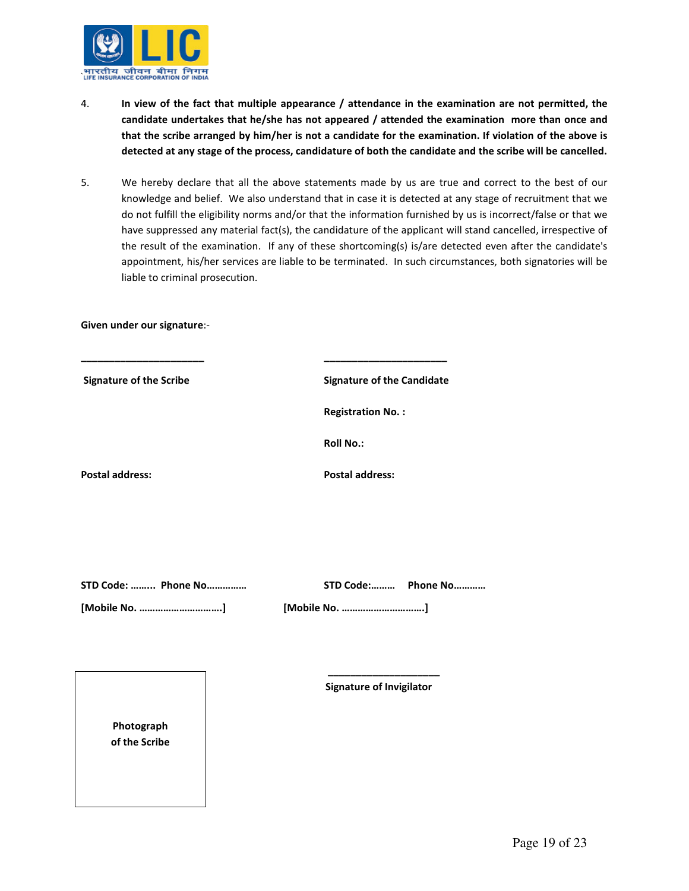4. **In view of the fact that multiple appearance / attendance in the examination are not permitted, the candidate undertakes that he/she has not appeared / attended the examination more than once and that the scribe arranged by him/her is not a candidate for the examination. If violation of the above is detected at any stage of the process, candidature of both the candidate and the scribe will be cancelled.**

5. We hereby declare that all the above statements made by us are true and correct to the best of our knowledge and belief. We also understand that in case it is detected at any stage of recruitment that we do not fulfill the eligibility norms and/or that the information furnished by us is incorrect/false or that we have suppressed any material fact(s), the candidature of the applicant will stand cancelled, irrespective of the result of the examination. If any of these shortcoming(s) is/are detected even after the candidate's appointment, his/her services are liable to be terminated. In such circumstances, both signatories will be liable to criminal prosecution.

**Given under our signature**:-

______________________ ______________________

**Signature of the Scribe** **Signature of the Candidate**

**Registration No. :**

**Roll No.:**

**Postal address:** **Postal address:**

**STD Code: ……... Phone No……………** **STD Code:……… Phone No…………**

**[Mobile No. ………………………….]** **[Mobile No. ………………………….]**

**Photograph of the Scribe**

____________________

**Signature of Invigilator**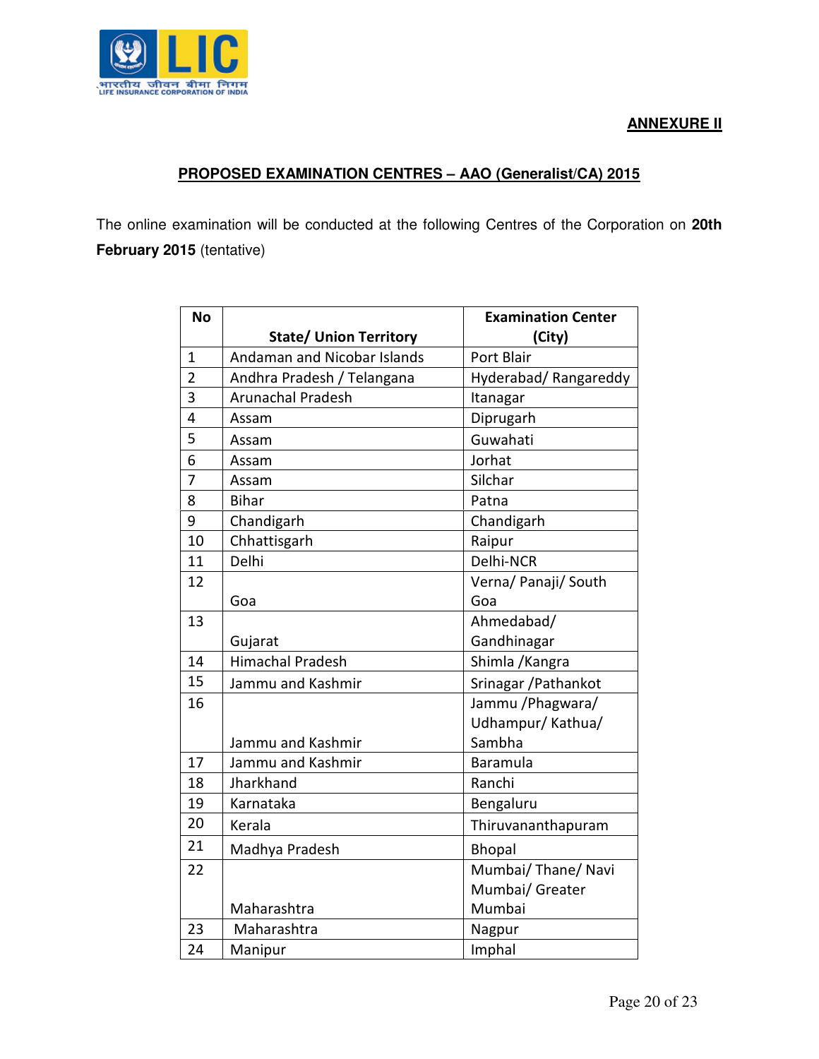**ANNEXURE II**

## PROPOSED EXAMINATION CENTRES – AAO (Generalist/CA) 2015

The online examination will be conducted at the following Centres of the Corporation on **20th February 2015** (tentative)

| No | State/ Union Territory | Examination Center (City) |
|---|---|---|
| 1 | Andaman and Nicobar Islands | Port Blair |
| 2 | Andhra Pradesh / Telangana | Hyderabad/ Rangareddy |
| 3 | Arunachal Pradesh | Itanagar |
| 4 | Assam | Diprugarh |
| 5 | Assam | Guwahati |
| 6 | Assam | Jorhat |
| 7 | Assam | Silchar |
| 8 | Bihar | Patna |
| 9 | Chandigarh | Chandigarh |
| 10 | Chhattisgarh | Raipur |
| 11 | Delhi | Delhi-NCR |
| 12 | Goa | Verna/ Panaji/ South Goa |
| 13 | Gujarat | Ahmedabad/ Gandhinagar |
| 14 | Himachal Pradesh | Shimla /Kangra |
| 15 | Jammu and Kashmir | Srinagar /Pathankot |
| 16 | Jammu and Kashmir | Jammu /Phagwara/ Udhampur/ Kathua/ Sambha |
| 17 | Jammu and Kashmir | Baramula |
| 18 | Jharkhand | Ranchi |
| 19 | Karnataka | Bengaluru |
| 20 | Kerala | Thiruvananthapuram |
| 21 | Madhya Pradesh | Bhopal |
| 22 | Maharashtra | Mumbai/ Thane/ Navi Mumbai/ Greater Mumbai |
| 23 | Maharashtra | Nagpur |
| 24 | Manipur | Imphal |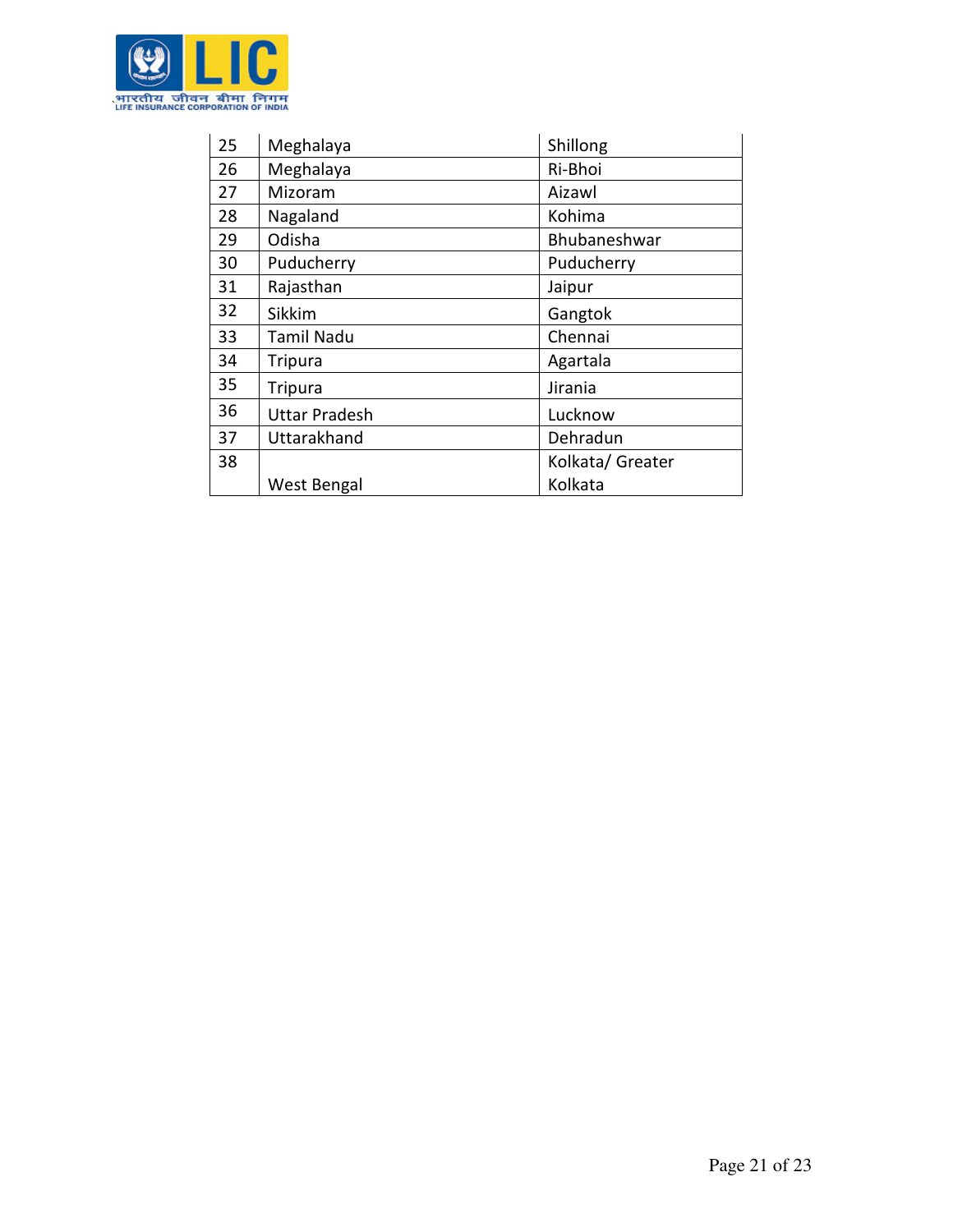| 25 | Meghalaya | Shillong |
|---|---|---|
| 26 | Meghalaya | Ri-Bhoi |
| 27 | Mizoram | Aizawl |
| 28 | Nagaland | Kohima |
| 29 | Odisha | Bhubaneshwar |
| 30 | Puducherry | Puducherry |
| 31 | Rajasthan | Jaipur |
| 32 | Sikkim | Gangtok |
| 33 | Tamil Nadu | Chennai |
| 34 | Tripura | Agartala |
| 35 | Tripura | Jirania |
| 36 | Uttar Pradesh | Lucknow |
| 37 | Uttarakhand | Dehradun |
| 38 | West Bengal | Kolkata/ Greater Kolkata |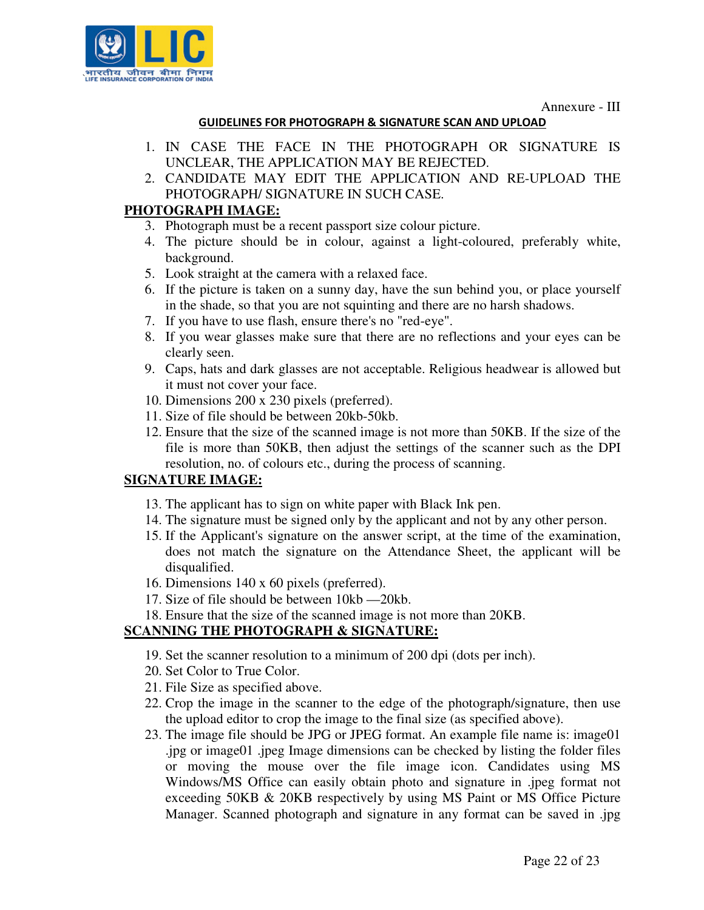Annexure - III

**GUIDELINES FOR PHOTOGRAPH & SIGNATURE SCAN AND UPLOAD**

1. IN CASE THE FACE IN THE PHOTOGRAPH OR SIGNATURE IS UNCLEAR, THE APPLICATION MAY BE REJECTED.
2. CANDIDATE MAY EDIT THE APPLICATION AND RE-UPLOAD THE PHOTOGRAPH/ SIGNATURE IN SUCH CASE.

**PHOTOGRAPH IMAGE:**

3. Photograph must be a recent passport size colour picture.
4. The picture should be in colour, against a light-coloured, preferably white, background.
5. Look straight at the camera with a relaxed face.
6. If the picture is taken on a sunny day, have the sun behind you, or place yourself in the shade, so that you are not squinting and there are no harsh shadows.
7. If you have to use flash, ensure there's no "red-eye".
8. If you wear glasses make sure that there are no reflections and your eyes can be clearly seen.
9. Caps, hats and dark glasses are not acceptable. Religious headwear is allowed but it must not cover your face.
10. Dimensions 200 x 230 pixels (preferred).
11. Size of file should be between 20kb-50kb.
12. Ensure that the size of the scanned image is not more than 50KB. If the size of the file is more than 50KB, then adjust the settings of the scanner such as the DPI resolution, no. of colours etc., during the process of scanning.

**SIGNATURE IMAGE:**

13. The applicant has to sign on white paper with Black Ink pen.
14. The signature must be signed only by the applicant and not by any other person.
15. If the Applicant's signature on the answer script, at the time of the examination, does not match the signature on the Attendance Sheet, the applicant will be disqualified.
16. Dimensions 140 x 60 pixels (preferred).
17. Size of file should be between 10kb —20kb.
18. Ensure that the size of the scanned image is not more than 20KB.

**SCANNING THE PHOTOGRAPH & SIGNATURE:**

19. Set the scanner resolution to a minimum of 200 dpi (dots per inch).
20. Set Color to True Color.
21. File Size as specified above.
22. Crop the image in the scanner to the edge of the photograph/signature, then use the upload editor to crop the image to the final size (as specified above).
23. The image file should be JPG or JPEG format. An example file name is: image01 .jpg or image01 .jpeg Image dimensions can be checked by listing the folder files or moving the mouse over the file image icon. Candidates using MS Windows/MS Office can easily obtain photo and signature in .jpeg format not exceeding 50KB & 20KB respectively by using MS Paint or MS Office Picture Manager. Scanned photograph and signature in any format can be saved in .jpg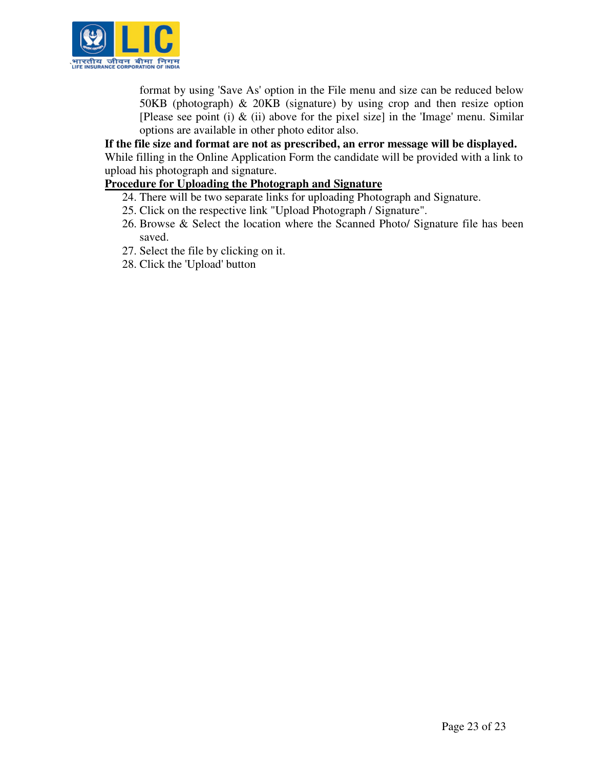format by using 'Save As' option in the File menu and size can be reduced below 50KB (photograph) & 20KB (signature) by using crop and then resize option [Please see point (i) & (ii) above for the pixel size] in the 'Image' menu. Similar options are available in other photo editor also.

**If the file size and format are not as prescribed, an error message will be displayed.**

While filling in the Online Application Form the candidate will be provided with a link to upload his photograph and signature.

**<u>Procedure for Uploading the Photograph and Signature</u>**

24. There will be two separate links for uploading Photograph and Signature.
25. Click on the respective link "Upload Photograph / Signature".
26. Browse & Select the location where the Scanned Photo/ Signature file has been saved.
27. Select the file by clicking on it.
28. Click the 'Upload' button